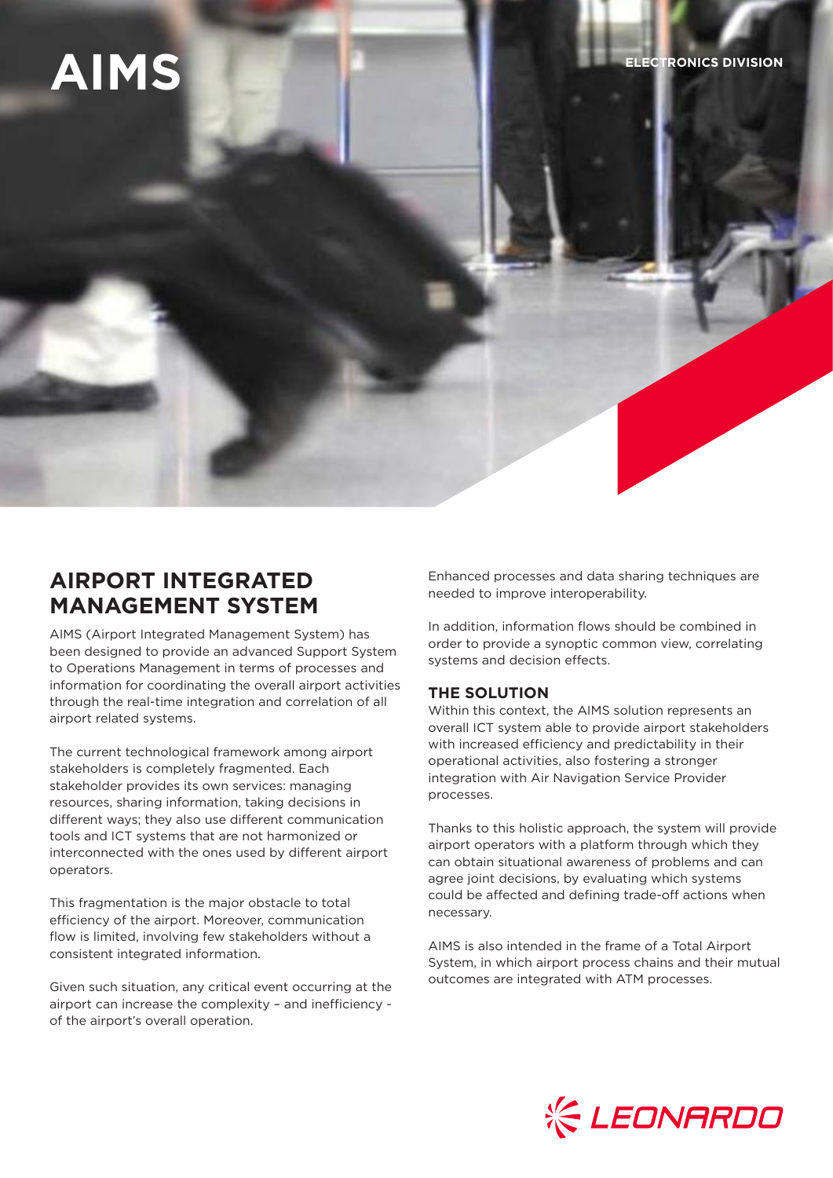# AIMS

ELECTRONICS DIVISION

## AIRPORT INTEGRATED MANAGEMENT SYSTEM

AIMS (Airport Integrated Management System) has been designed to provide an advanced Support System to Operations Management in terms of processes and information for coordinating the overall airport activities through the real-time integration and correlation of all airport related systems.

The current technological framework among airport stakeholders is completely fragmented. Each stakeholder provides its own services: managing resources, sharing information, taking decisions in different ways; they also use different communication tools and ICT systems that are not harmonized or interconnected with the ones used by different airport operators.

This fragmentation is the major obstacle to total efficiency of the airport. Moreover, communication flow is limited, involving few stakeholders without a consistent integrated information.

Given such situation, any critical event occurring at the airport can increase the complexity – and inefficiency - of the airport's overall operation.

Enhanced processes and data sharing techniques are needed to improve interoperability.

In addition, information flows should be combined in order to provide a synoptic common view, correlating systems and decision effects.

### THE SOLUTION

Within this context, the AIMS solution represents an overall ICT system able to provide airport stakeholders with increased efficiency and predictability in their operational activities, also fostering a stronger integration with Air Navigation Service Provider processes.

Thanks to this holistic approach, the system will provide airport operators with a platform through which they can obtain situational awareness of problems and can agree joint decisions, by evaluating which systems could be affected and defining trade-off actions when necessary.

AIMS is also intended in the frame of a Total Airport System, in which airport process chains and their mutual outcomes are integrated with ATM processes.

LEONARDO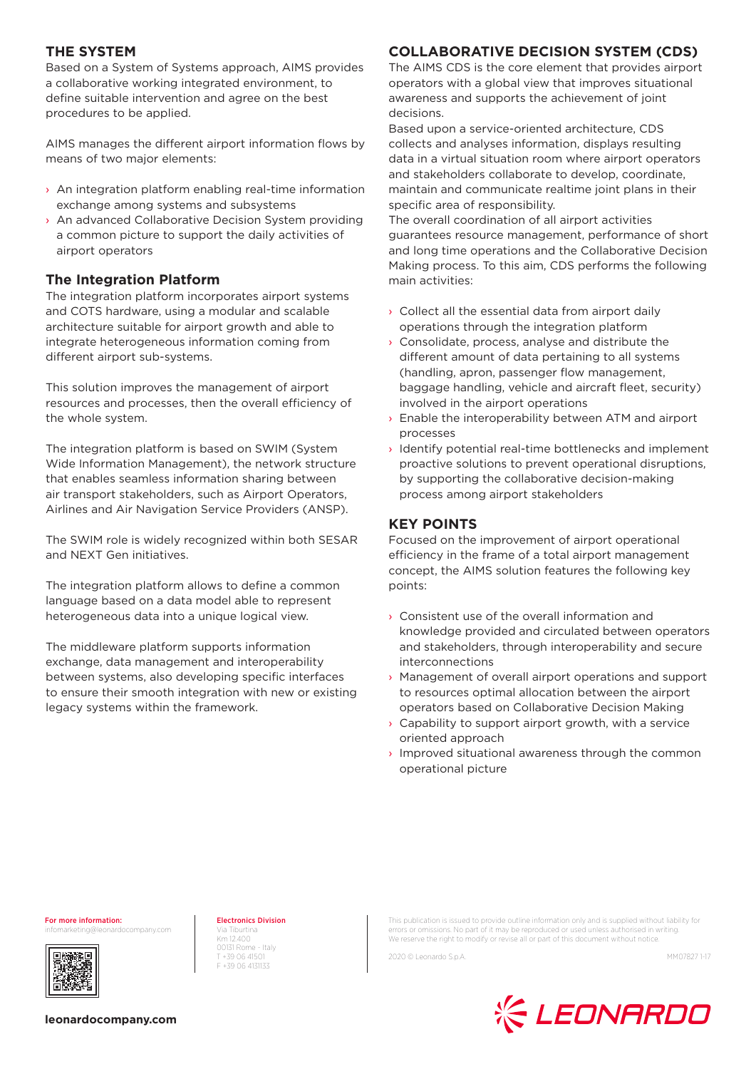## THE SYSTEM

Based on a System of Systems approach, AIMS provides a collaborative working integrated environment, to define suitable intervention and agree on the best procedures to be applied.

AIMS manages the different airport information flows by means of two major elements:

- An integration platform enabling real-time information exchange among systems and subsystems
- An advanced Collaborative Decision System providing a common picture to support the daily activities of airport operators

### The Integration Platform

The integration platform incorporates airport systems and COTS hardware, using a modular and scalable architecture suitable for airport growth and able to integrate heterogeneous information coming from different airport sub-systems.

This solution improves the management of airport resources and processes, then the overall efficiency of the whole system.

The integration platform is based on SWIM (System Wide Information Management), the network structure that enables seamless information sharing between air transport stakeholders, such as Airport Operators, Airlines and Air Navigation Service Providers (ANSP).

The SWIM role is widely recognized within both SESAR and NEXT Gen initiatives.

The integration platform allows to define a common language based on a data model able to represent heterogeneous data into a unique logical view.

The middleware platform supports information exchange, data management and interoperability between systems, also developing specific interfaces to ensure their smooth integration with new or existing legacy systems within the framework.

## COLLABORATIVE DECISION SYSTEM (CDS)

The AIMS CDS is the core element that provides airport operators with a global view that improves situational awareness and supports the achievement of joint decisions.

Based upon a service-oriented architecture, CDS collects and analyses information, displays resulting data in a virtual situation room where airport operators and stakeholders collaborate to develop, coordinate, maintain and communicate realtime joint plans in their specific area of responsibility.

The overall coordination of all airport activities guarantees resource management, performance of short and long time operations and the Collaborative Decision Making process. To this aim, CDS performs the following main activities:

- Collect all the essential data from airport daily operations through the integration platform
- Consolidate, process, analyse and distribute the different amount of data pertaining to all systems (handling, apron, passenger flow management, baggage handling, vehicle and aircraft fleet, security) involved in the airport operations
- Enable the interoperability between ATM and airport processes
- Identify potential real-time bottlenecks and implement proactive solutions to prevent operational disruptions, by supporting the collaborative decision-making process among airport stakeholders

## KEY POINTS

Focused on the improvement of airport operational efficiency in the frame of a total airport management concept, the AIMS solution features the following key points:

- Consistent use of the overall information and knowledge provided and circulated between operators and stakeholders, through interoperability and secure interconnections
- Management of overall airport operations and support to resources optimal allocation between the airport operators based on Collaborative Decision Making
- Capability to support airport growth, with a service oriented approach
- Improved situational awareness through the common operational picture

**For more information:**
infomarketing@leonardocompany.com

**Electronics Division**
Via Tiburtina
Km 12.400
00131 Rome - Italy
T +39 06 41501
F +39 06 4131133

This publication is issued to provide outline information only and is supplied without liability for errors or omissions. No part of it may be reproduced or used unless authorised in writing. We reserve the right to modify or revise all or part of this document without notice.

2020 © Leonardo S.p.A.

MM07827 1-17

**leonardocompany.com**

LEONARDO